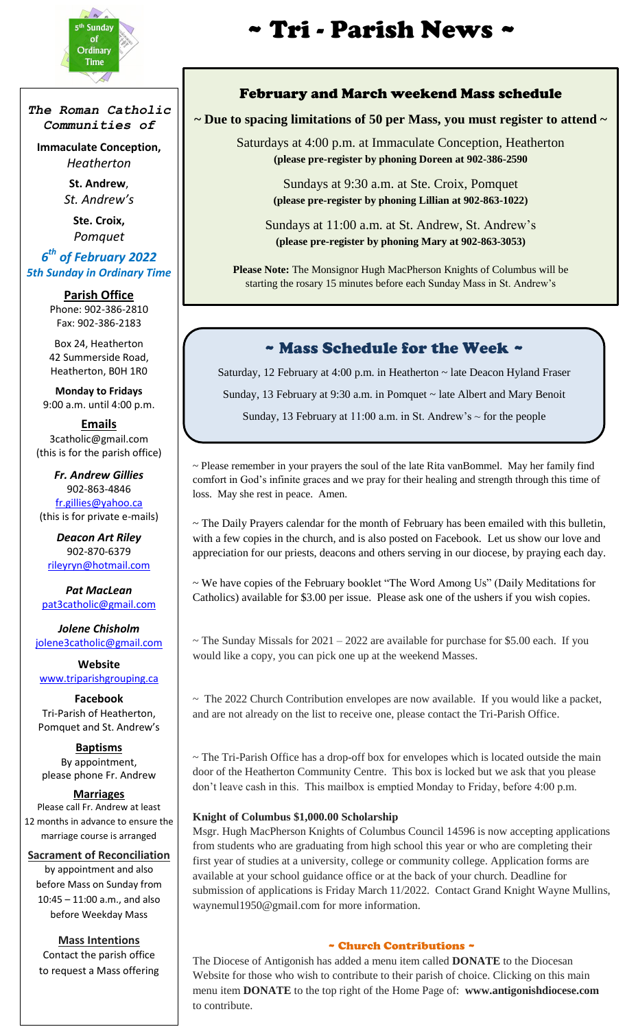# ~ Tri - Parish News ~

5th Sunday of Ordinary Time

*The Roman Catholic Communities of*

**Immaculate Conception,**
*Heatherton*

**St. Andrew**,
*St. Andrew's*

**Ste. Croix,**
*Pomquet*

***6th of February 2022***
***5th Sunday in Ordinary Time***

**Parish Office**
Phone: 902-386-2810
Fax: 902-386-2183

Box 24, Heatherton
42 Summerside Road,
Heatherton, B0H 1R0

**Monday to Fridays**
9:00 a.m. until 4:00 p.m.

**Emails**
3catholic@gmail.com
(this is for the parish office)

***Fr. Andrew Gillies***
902-863-4846
fr.gillies@yahoo.ca
(this is for private e-mails)

***Deacon Art Riley***
902-870-6379
rileyryn@hotmail.com

***Pat MacLean***
pat3catholic@gmail.com

***Jolene Chisholm***
jolene3catholic@gmail.com

**Website**
www.triparishgrouping.ca

**Facebook**
Tri-Parish of Heatherton, Pomquet and St. Andrew's

**Baptisms**
By appointment, please phone Fr. Andrew

**Marriages**
Please call Fr. Andrew at least 12 months in advance to ensure the marriage course is arranged

**Sacrament of Reconciliation**
by appointment and also before Mass on Sunday from 10:45 – 11:00 a.m., and also before Weekday Mass

**Mass Intentions**
Contact the parish office to request a Mass offering

## February and March weekend Mass schedule

**~ Due to spacing limitations of 50 per Mass, you must register to attend ~**

Saturdays at 4:00 p.m. at Immaculate Conception, Heatherton
**(please pre-register by phoning Doreen at 902-386-2590**

Sundays at 9:30 a.m. at Ste. Croix, Pomquet
**(please pre-register by phoning Lillian at 902-863-1022)**

Sundays at 11:00 a.m. at St. Andrew, St. Andrew's
**(please pre-register by phoning Mary at 902-863-3053)**

**Please Note:** The Monsignor Hugh MacPherson Knights of Columbus will be starting the rosary 15 minutes before each Sunday Mass in St. Andrew's

## ~ Mass Schedule for the Week ~

Saturday, 12 February at 4:00 p.m. in Heatherton ~ late Deacon Hyland Fraser

Sunday, 13 February at 9:30 a.m. in Pomquet ~ late Albert and Mary Benoit

Sunday, 13 February at 11:00 a.m. in St. Andrew's ~ for the people

~ Please remember in your prayers the soul of the late Rita vanBommel. May her family find comfort in God's infinite graces and we pray for their healing and strength through this time of loss. May she rest in peace. Amen.

~ The Daily Prayers calendar for the month of February has been emailed with this bulletin, with a few copies in the church, and is also posted on Facebook. Let us show our love and appreciation for our priests, deacons and others serving in our diocese, by praying each day.

~ We have copies of the February booklet "The Word Among Us" (Daily Meditations for Catholics) available for $3.00 per issue. Please ask one of the ushers if you wish copies.

~ The Sunday Missals for 2021 – 2022 are available for purchase for $5.00 each. If you would like a copy, you can pick one up at the weekend Masses.

~ The 2022 Church Contribution envelopes are now available. If you would like a packet, and are not already on the list to receive one, please contact the Tri-Parish Office.

~ The Tri-Parish Office has a drop-off box for envelopes which is located outside the main door of the Heatherton Community Centre. This box is locked but we ask that you please don't leave cash in this. This mailbox is emptied Monday to Friday, before 4:00 p.m.

**Knight of Columbus $1,000.00 Scholarship**

Msgr. Hugh MacPherson Knights of Columbus Council 14596 is now accepting applications from students who are graduating from high school this year or who are completing their first year of studies at a university, college or community college. Application forms are available at your school guidance office or at the back of your church. Deadline for submission of applications is Friday March 11/2022. Contact Grand Knight Wayne Mullins, waynemul1950@gmail.com for more information.

### ~ Church Contributions ~

The Diocese of Antigonish has added a menu item called **DONATE** to the Diocesan Website for those who wish to contribute to their parish of choice. Clicking on this main menu item **DONATE** to the top right of the Home Page of: **www.antigonishdiocese.com** to contribute.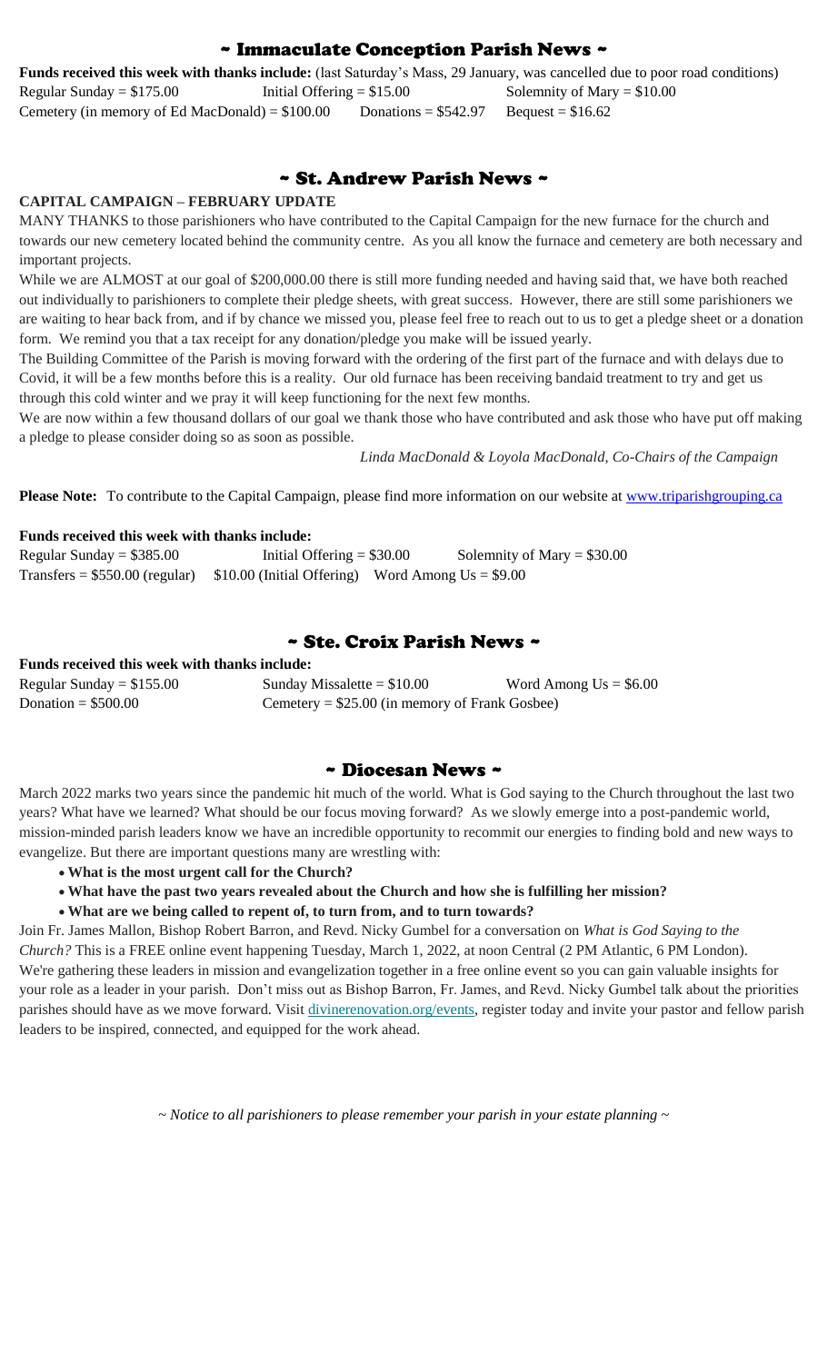## ~ Immaculate Conception Parish News ~

**Funds received this week with thanks include:** (last Saturday's Mass, 29 January, was cancelled due to poor road conditions)

Regular Sunday = $175.00 Initial Offering = $15.00 Solemnity of Mary = $10.00

Cemetery (in memory of Ed MacDonald) = $100.00 Donations = $542.97 Bequest = $16.62

## ~ St. Andrew Parish News ~

**CAPITAL CAMPAIGN – FEBRUARY UPDATE**

MANY THANKS to those parishioners who have contributed to the Capital Campaign for the new furnace for the church and towards our new cemetery located behind the community centre. As you all know the furnace and cemetery are both necessary and important projects.

While we are ALMOST at our goal of $200,000.00 there is still more funding needed and having said that, we have both reached out individually to parishioners to complete their pledge sheets, with great success. However, there are still some parishioners we are waiting to hear back from, and if by chance we missed you, please feel free to reach out to us to get a pledge sheet or a donation form. We remind you that a tax receipt for any donation/pledge you make will be issued yearly.

The Building Committee of the Parish is moving forward with the ordering of the first part of the furnace and with delays due to Covid, it will be a few months before this is a reality. Our old furnace has been receiving bandaid treatment to try and get us through this cold winter and we pray it will keep functioning for the next few months.

We are now within a few thousand dollars of our goal we thank those who have contributed and ask those who have put off making a pledge to please consider doing so as soon as possible.

*Linda MacDonald & Loyola MacDonald, Co-Chairs of the Campaign*

**Please Note:** To contribute to the Capital Campaign, please find more information on our website at www.triparishgrouping.ca

**Funds received this week with thanks include:**

Regular Sunday = $385.00 Initial Offering = $30.00 Solemnity of Mary = $30.00

Transfers = $550.00 (regular) $10.00 (Initial Offering) Word Among Us = $9.00

## ~ Ste. Croix Parish News ~

**Funds received this week with thanks include:**

Regular Sunday = $155.00 Sunday Missalette = $10.00 Word Among Us = $6.00

Donation = $500.00 Cemetery = $25.00 (in memory of Frank Gosbee)

## ~ Diocesan News ~

March 2022 marks two years since the pandemic hit much of the world. What is God saying to the Church throughout the last two years? What have we learned? What should be our focus moving forward? As we slowly emerge into a post-pandemic world, mission-minded parish leaders know we have an incredible opportunity to recommit our energies to finding bold and new ways to evangelize. But there are important questions many are wrestling with:

- **What is the most urgent call for the Church?**
- **What have the past two years revealed about the Church and how she is fulfilling her mission?**
- **What are we being called to repent of, to turn from, and to turn towards?**

Join Fr. James Mallon, Bishop Robert Barron, and Revd. Nicky Gumbel for a conversation on *What is God Saying to the Church?* This is a FREE online event happening Tuesday, March 1, 2022, at noon Central (2 PM Atlantic, 6 PM London). We're gathering these leaders in mission and evangelization together in a free online event so you can gain valuable insights for your role as a leader in your parish. Don't miss out as Bishop Barron, Fr. James, and Revd. Nicky Gumbel talk about the priorities parishes should have as we move forward. Visit divinerenovation.org/events, register today and invite your pastor and fellow parish leaders to be inspired, connected, and equipped for the work ahead.

*~ Notice to all parishioners to please remember your parish in your estate planning ~*